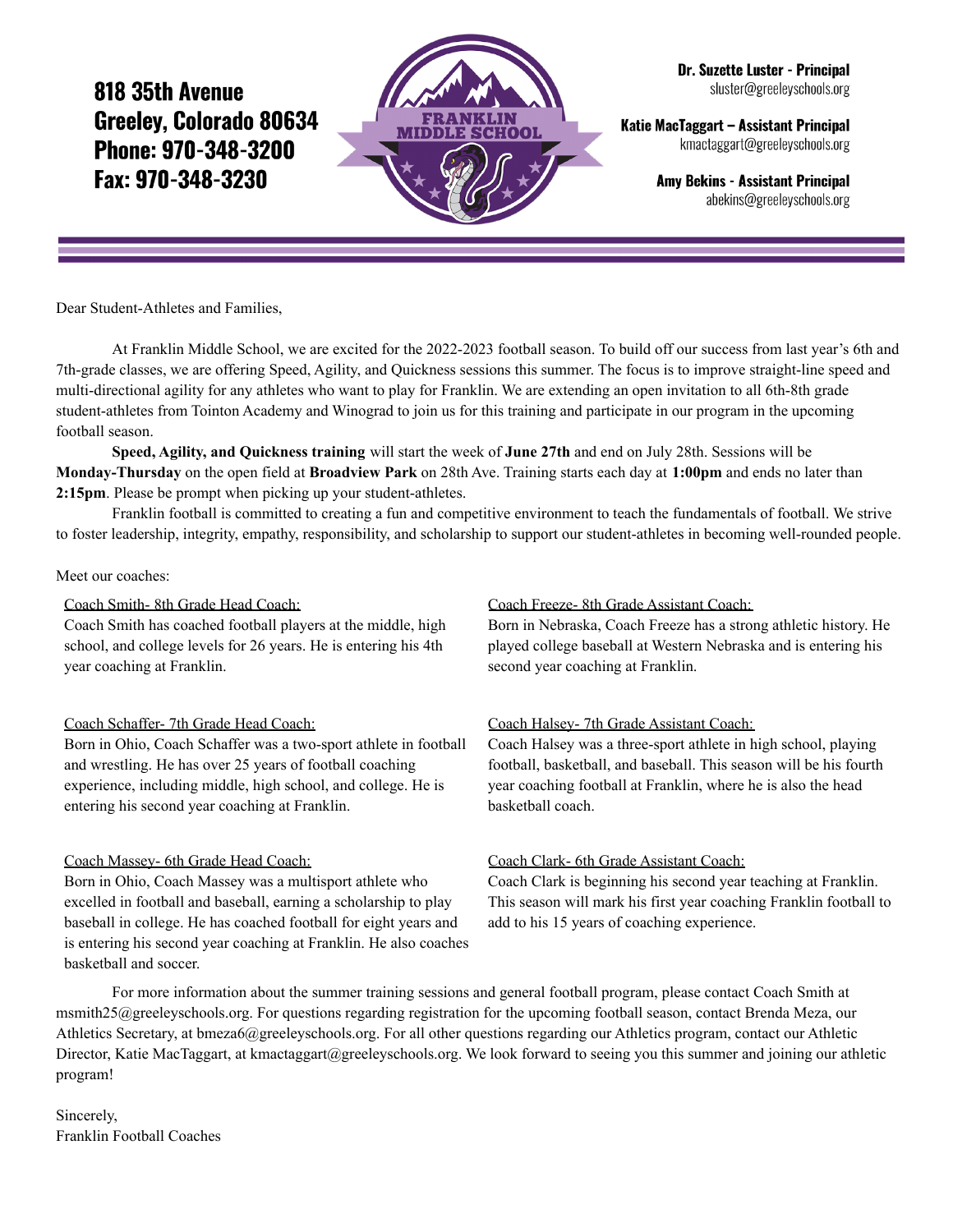**818 35th Avenue**
**Greeley, Colorado 80634**
**Phone: 970-348-3200**
**Fax: 970-348-3230**

FRANKLIN MIDDLE SCHOOL

**Dr. Suzette Luster - Principal**
sluster@greeleyschools.org

**Katie MacTaggart – Assistant Principal**
kmactaggart@greeleyschools.org

**Amy Bekins - Assistant Principal**
abekins@greeleyschools.org

---

Dear Student-Athletes and Families,

At Franklin Middle School, we are excited for the 2022-2023 football season. To build off our success from last year's 6th and 7th-grade classes, we are offering Speed, Agility, and Quickness sessions this summer. The focus is to improve straight-line speed and multi-directional agility for any athletes who want to play for Franklin. We are extending an open invitation to all 6th-8th grade student-athletes from Tointon Academy and Winograd to join us for this training and participate in our program in the upcoming football season.

**Speed, Agility, and Quickness training** will start the week of **June 27th** and end on July 28th. Sessions will be **Monday-Thursday** on the open field at **Broadview Park** on 28th Ave. Training starts each day at **1:00pm** and ends no later than **2:15pm**. Please be prompt when picking up your student-athletes.

Franklin football is committed to creating a fun and competitive environment to teach the fundamentals of football. We strive to foster leadership, integrity, empathy, responsibility, and scholarship to support our student-athletes in becoming well-rounded people.

Meet our coaches:

Coach Smith- 8th Grade Head Coach:
Coach Smith has coached football players at the middle, high school, and college levels for 26 years. He is entering his 4th year coaching at Franklin.

Coach Freeze- 8th Grade Assistant Coach:
Born in Nebraska, Coach Freeze has a strong athletic history. He played college baseball at Western Nebraska and is entering his second year coaching at Franklin.

Coach Schaffer- 7th Grade Head Coach:
Born in Ohio, Coach Schaffer was a two-sport athlete in football and wrestling. He has over 25 years of football coaching experience, including middle, high school, and college. He is entering his second year coaching at Franklin.

Coach Halsey- 7th Grade Assistant Coach:
Coach Halsey was a three-sport athlete in high school, playing football, basketball, and baseball. This season will be his fourth year coaching football at Franklin, where he is also the head basketball coach.

Coach Massey- 6th Grade Head Coach:
Born in Ohio, Coach Massey was a multisport athlete who excelled in football and baseball, earning a scholarship to play baseball in college. He has coached football for eight years and is entering his second year coaching at Franklin. He also coaches basketball and soccer.

Coach Clark- 6th Grade Assistant Coach:
Coach Clark is beginning his second year teaching at Franklin. This season will mark his first year coaching Franklin football to add to his 15 years of coaching experience.

For more information about the summer training sessions and general football program, please contact Coach Smith at msmith25@greeleyschools.org. For questions regarding registration for the upcoming football season, contact Brenda Meza, our Athletics Secretary, at bmeza6@greeleyschools.org. For all other questions regarding our Athletics program, contact our Athletic Director, Katie MacTaggart, at kmactaggart@greeleyschools.org. We look forward to seeing you this summer and joining our athletic program!

Sincerely,
Franklin Football Coaches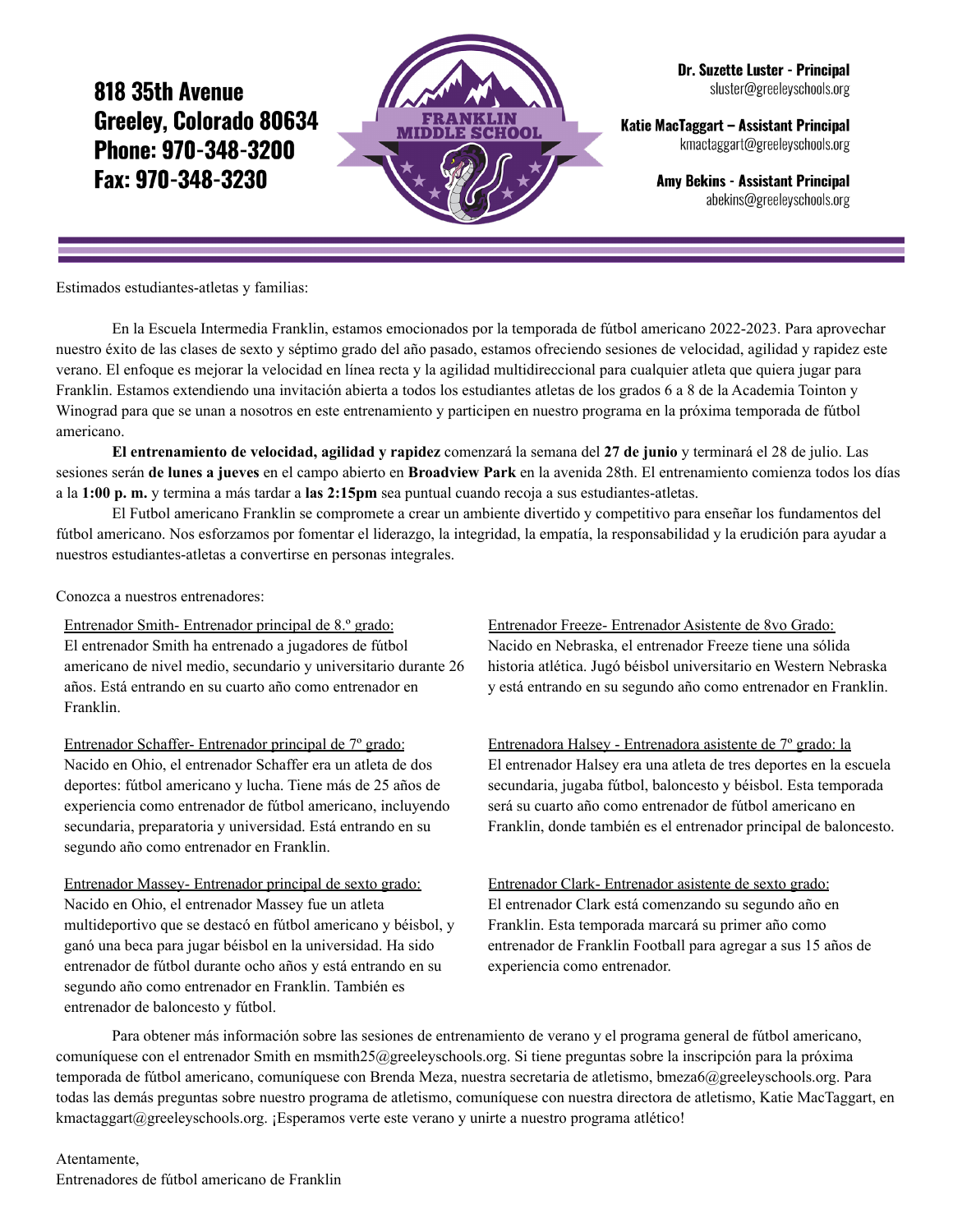818 35th Avenue
Greeley, Colorado 80634
Phone: 970-348-3200
Fax: 970-348-3230

FRANKLIN MIDDLE SCHOOL

**Dr. Suzette Luster - Principal**
sluster@greeleyschools.org

**Katie MacTaggart – Assistant Principal**
kmactaggart@greeleyschools.org

**Amy Bekins - Assistant Principal**
abekins@greeleyschools.org

---

Estimados estudiantes-atletas y familias:

En la Escuela Intermedia Franklin, estamos emocionados por la temporada de fútbol americano 2022-2023. Para aprovechar nuestro éxito de las clases de sexto y séptimo grado del año pasado, estamos ofreciendo sesiones de velocidad, agilidad y rapidez este verano. El enfoque es mejorar la velocidad en línea recta y la agilidad multidireccional para cualquier atleta que quiera jugar para Franklin. Estamos extendiendo una invitación abierta a todos los estudiantes atletas de los grados 6 a 8 de la Academia Tointon y Winograd para que se unan a nosotros en este entrenamiento y participen en nuestro programa en la próxima temporada de fútbol americano.

**El entrenamiento de velocidad, agilidad y rapidez** comenzará la semana del **27 de junio** y terminará el 28 de julio. Las sesiones serán **de lunes a jueves** en el campo abierto en **Broadview Park** en la avenida 28th. El entrenamiento comienza todos los días a la **1:00 p. m.** y termina a más tardar a **las 2:15pm** sea puntual cuando recoja a sus estudiantes-atletas.

El Futbol americano Franklin se compromete a crear un ambiente divertido y competitivo para enseñar los fundamentos del fútbol americano. Nos esforzamos por fomentar el liderazgo, la integridad, la empatía, la responsabilidad y la erudición para ayudar a nuestros estudiantes-atletas a convertirse en personas integrales.

Conozca a nuestros entrenadores:

<u>Entrenador Smith- Entrenador principal de 8.º grado:</u>
El entrenador Smith ha entrenado a jugadores de fútbol americano de nivel medio, secundario y universitario durante 26 años. Está entrando en su cuarto año como entrenador en Franklin.

<u>Entrenador Schaffer- Entrenador principal de 7º grado:</u>
Nacido en Ohio, el entrenador Schaffer era un atleta de dos deportes: fútbol americano y lucha. Tiene más de 25 años de experiencia como entrenador de fútbol americano, incluyendo secundaria, preparatoria y universidad. Está entrando en su segundo año como entrenador en Franklin.

<u>Entrenador Massey- Entrenador principal de sexto grado:</u>
Nacido en Ohio, el entrenador Massey fue un atleta multideportivo que se destacó en fútbol americano y béisbol, y ganó una beca para jugar béisbol en la universidad. Ha sido entrenador de fútbol durante ocho años y está entrando en su segundo año como entrenador en Franklin. También es entrenador de baloncesto y fútbol.

<u>Entrenador Freeze- Entrenador Asistente de 8vo Grado:</u>
Nacido en Nebraska, el entrenador Freeze tiene una sólida historia atlética. Jugó béisbol universitario en Western Nebraska y está entrando en su segundo año como entrenador en Franklin.

<u>Entrenadora Halsey - Entrenadora asistente de 7º grado: la</u>
El entrenador Halsey era una atleta de tres deportes en la escuela secundaria, jugaba fútbol, baloncesto y béisbol. Esta temporada será su cuarto año como entrenador de fútbol americano en Franklin, donde también es el entrenador principal de baloncesto.

<u>Entrenador Clark- Entrenador asistente de sexto grado:</u>
El entrenador Clark está comenzando su segundo año en Franklin. Esta temporada marcará su primer año como entrenador de Franklin Football para agregar a sus 15 años de experiencia como entrenador.

Para obtener más información sobre las sesiones de entrenamiento de verano y el programa general de fútbol americano, comuníquese con el entrenador Smith en msmith25@greeleyschools.org. Si tiene preguntas sobre la inscripción para la próxima temporada de fútbol americano, comuníquese con Brenda Meza, nuestra secretaria de atletismo, bmeza6@greeleyschools.org. Para todas las demás preguntas sobre nuestro programa de atletismo, comuníquese con nuestra directora de atletismo, Katie MacTaggart, en kmactaggart@greeleyschools.org. ¡Esperamos verte este verano y unirte a nuestro programa atlético!

Atentamente,
Entrenadores de fútbol americano de Franklin